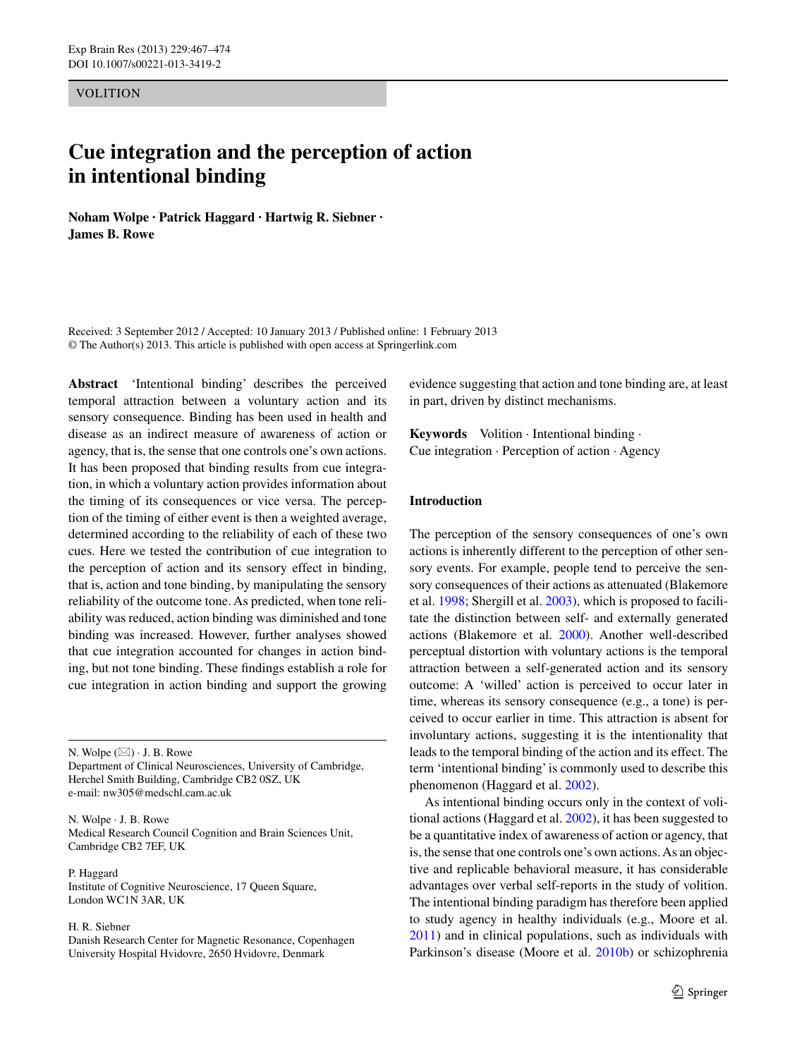VOLITION

# Cue integration and the perception of action in intentional binding

**Noham Wolpe · Patrick Haggard · Hartwig R. Siebner · James B. Rowe**

Received: 3 September 2012 / Accepted: 10 January 2013 / Published online: 1 February 2013
© The Author(s) 2013. This article is published with open access at Springerlink.com

**Abstract** 'Intentional binding' describes the perceived temporal attraction between a voluntary action and its sensory consequence. Binding has been used in health and disease as an indirect measure of awareness of action or agency, that is, the sense that one controls one's own actions. It has been proposed that binding results from cue integration, in which a voluntary action provides information about the timing of its consequences or vice versa. The perception of the timing of either event is then a weighted average, determined according to the reliability of each of these two cues. Here we tested the contribution of cue integration to the perception of action and its sensory effect in binding, that is, action and tone binding, by manipulating the sensory reliability of the outcome tone. As predicted, when tone reliability was reduced, action binding was diminished and tone binding was increased. However, further analyses showed that cue integration accounted for changes in action binding, but not tone binding. These findings establish a role for cue integration in action binding and support the growing evidence suggesting that action and tone binding are, at least in part, driven by distinct mechanisms.

**Keywords** Volition · Intentional binding · Cue integration · Perception of action · Agency

N. Wolpe (✉) · J. B. Rowe
Department of Clinical Neurosciences, University of Cambridge, Herchel Smith Building, Cambridge CB2 0SZ, UK
e-mail: nw305@medschl.cam.ac.uk

N. Wolpe · J. B. Rowe
Medical Research Council Cognition and Brain Sciences Unit, Cambridge CB2 7EF, UK

P. Haggard
Institute of Cognitive Neuroscience, 17 Queen Square, London WC1N 3AR, UK

H. R. Siebner
Danish Research Center for Magnetic Resonance, Copenhagen University Hospital Hvidovre, 2650 Hvidovre, Denmark

## Introduction

The perception of the sensory consequences of one's own actions is inherently different to the perception of other sensory events. For example, people tend to perceive the sensory consequences of their actions as attenuated (Blakemore et al. 1998; Shergill et al. 2003), which is proposed to facilitate the distinction between self- and externally generated actions (Blakemore et al. 2000). Another well-described perceptual distortion with voluntary actions is the temporal attraction between a self-generated action and its sensory outcome: A 'willed' action is perceived to occur later in time, whereas its sensory consequence (e.g., a tone) is perceived to occur earlier in time. This attraction is absent for involuntary actions, suggesting it is the intentionality that leads to the temporal binding of the action and its effect. The term 'intentional binding' is commonly used to describe this phenomenon (Haggard et al. 2002).

As intentional binding occurs only in the context of volitional actions (Haggard et al. 2002), it has been suggested to be a quantitative index of awareness of action or agency, that is, the sense that one controls one's own actions. As an objective and replicable behavioral measure, it has considerable advantages over verbal self-reports in the study of volition. The intentional binding paradigm has therefore been applied to study agency in healthy individuals (e.g., Moore et al. 2011) and in clinical populations, such as individuals with Parkinson's disease (Moore et al. 2010b) or schizophrenia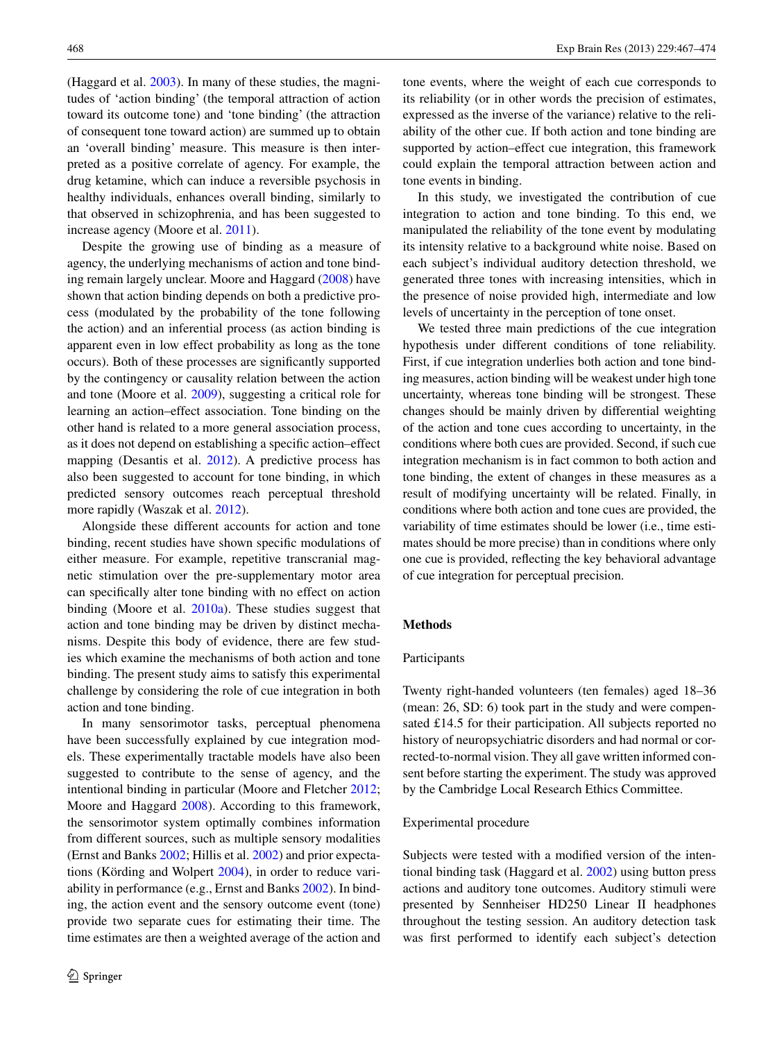(Haggard et al. 2003). In many of these studies, the magnitudes of 'action binding' (the temporal attraction of action toward its outcome tone) and 'tone binding' (the attraction of consequent tone toward action) are summed up to obtain an 'overall binding' measure. This measure is then interpreted as a positive correlate of agency. For example, the drug ketamine, which can induce a reversible psychosis in healthy individuals, enhances overall binding, similarly to that observed in schizophrenia, and has been suggested to increase agency (Moore et al. 2011).

Despite the growing use of binding as a measure of agency, the underlying mechanisms of action and tone binding remain largely unclear. Moore and Haggard (2008) have shown that action binding depends on both a predictive process (modulated by the probability of the tone following the action) and an inferential process (as action binding is apparent even in low effect probability as long as the tone occurs). Both of these processes are significantly supported by the contingency or causality relation between the action and tone (Moore et al. 2009), suggesting a critical role for learning an action–effect association. Tone binding on the other hand is related to a more general association process, as it does not depend on establishing a specific action–effect mapping (Desantis et al. 2012). A predictive process has also been suggested to account for tone binding, in which predicted sensory outcomes reach perceptual threshold more rapidly (Waszak et al. 2012).

Alongside these different accounts for action and tone binding, recent studies have shown specific modulations of either measure. For example, repetitive transcranial magnetic stimulation over the pre-supplementary motor area can specifically alter tone binding with no effect on action binding (Moore et al. 2010a). These studies suggest that action and tone binding may be driven by distinct mechanisms. Despite this body of evidence, there are few studies which examine the mechanisms of both action and tone binding. The present study aims to satisfy this experimental challenge by considering the role of cue integration in both action and tone binding.

In many sensorimotor tasks, perceptual phenomena have been successfully explained by cue integration models. These experimentally tractable models have also been suggested to contribute to the sense of agency, and the intentional binding in particular (Moore and Fletcher 2012; Moore and Haggard 2008). According to this framework, the sensorimotor system optimally combines information from different sources, such as multiple sensory modalities (Ernst and Banks 2002; Hillis et al. 2002) and prior expectations (Körding and Wolpert 2004), in order to reduce variability in performance (e.g., Ernst and Banks 2002). In binding, the action event and the sensory outcome event (tone) provide two separate cues for estimating their time. The time estimates are then a weighted average of the action and tone events, where the weight of each cue corresponds to its reliability (or in other words the precision of estimates, expressed as the inverse of the variance) relative to the reliability of the other cue. If both action and tone binding are supported by action–effect cue integration, this framework could explain the temporal attraction between action and tone events in binding.

In this study, we investigated the contribution of cue integration to action and tone binding. To this end, we manipulated the reliability of the tone event by modulating its intensity relative to a background white noise. Based on each subject's individual auditory detection threshold, we generated three tones with increasing intensities, which in the presence of noise provided high, intermediate and low levels of uncertainty in the perception of tone onset.

We tested three main predictions of the cue integration hypothesis under different conditions of tone reliability. First, if cue integration underlies both action and tone binding measures, action binding will be weakest under high tone uncertainty, whereas tone binding will be strongest. These changes should be mainly driven by differential weighting of the action and tone cues according to uncertainty, in the conditions where both cues are provided. Second, if such cue integration mechanism is in fact common to both action and tone binding, the extent of changes in these measures as a result of modifying uncertainty will be related. Finally, in conditions where both action and tone cues are provided, the variability of time estimates should be lower (i.e., time estimates should be more precise) than in conditions where only one cue is provided, reflecting the key behavioral advantage of cue integration for perceptual precision.

## Methods

### Participants

Twenty right-handed volunteers (ten females) aged 18–36 (mean: 26, SD: 6) took part in the study and were compensated £14.5 for their participation. All subjects reported no history of neuropsychiatric disorders and had normal or corrected-to-normal vision. They all gave written informed consent before starting the experiment. The study was approved by the Cambridge Local Research Ethics Committee.

### Experimental procedure

Subjects were tested with a modified version of the intentional binding task (Haggard et al. 2002) using button press actions and auditory tone outcomes. Auditory stimuli were presented by Sennheiser HD250 Linear II headphones throughout the testing session. An auditory detection task was first performed to identify each subject's detection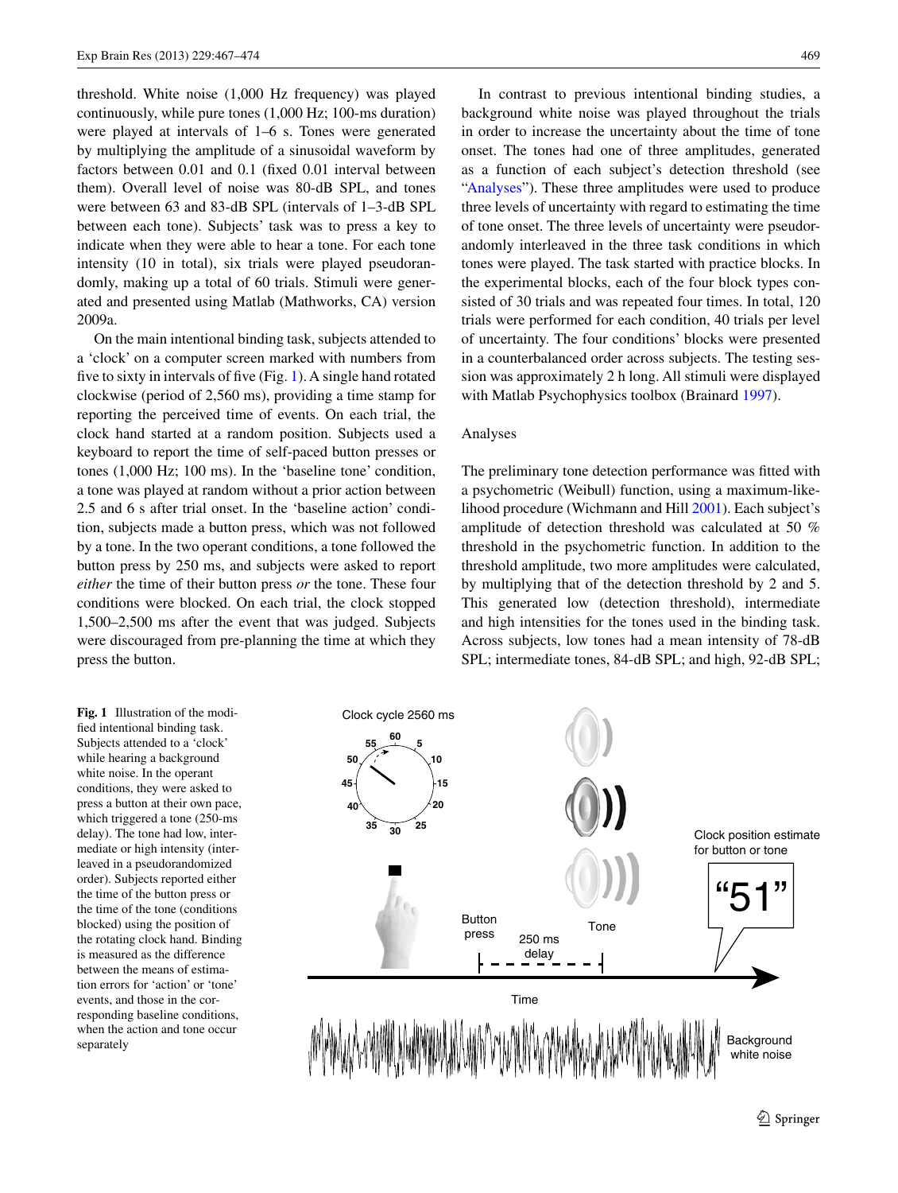threshold. White noise (1,000 Hz frequency) was played continuously, while pure tones (1,000 Hz; 100-ms duration) were played at intervals of 1–6 s. Tones were generated by multiplying the amplitude of a sinusoidal waveform by factors between 0.01 and 0.1 (fixed 0.01 interval between them). Overall level of noise was 80-dB SPL, and tones were between 63 and 83-dB SPL (intervals of 1–3-dB SPL between each tone). Subjects' task was to press a key to indicate when they were able to hear a tone. For each tone intensity (10 in total), six trials were played pseudorandomly, making up a total of 60 trials. Stimuli were generated and presented using Matlab (Mathworks, CA) version 2009a.

On the main intentional binding task, subjects attended to a 'clock' on a computer screen marked with numbers from five to sixty in intervals of five (Fig. 1). A single hand rotated clockwise (period of 2,560 ms), providing a time stamp for reporting the perceived time of events. On each trial, the clock hand started at a random position. Subjects used a keyboard to report the time of self-paced button presses or tones (1,000 Hz; 100 ms). In the 'baseline tone' condition, a tone was played at random without a prior action between 2.5 and 6 s after trial onset. In the 'baseline action' condition, subjects made a button press, which was not followed by a tone. In the two operant conditions, a tone followed the button press by 250 ms, and subjects were asked to report *either* the time of their button press *or* the tone. These four conditions were blocked. On each trial, the clock stopped 1,500–2,500 ms after the event that was judged. Subjects were discouraged from pre-planning the time at which they press the button.

In contrast to previous intentional binding studies, a background white noise was played throughout the trials in order to increase the uncertainty about the time of tone onset. The tones had one of three amplitudes, generated as a function of each subject's detection threshold (see "Analyses"). These three amplitudes were used to produce three levels of uncertainty with regard to estimating the time of tone onset. The three levels of uncertainty were pseudorandomly interleaved in the three task conditions in which tones were played. The task started with practice blocks. In the experimental blocks, each of the four block types consisted of 30 trials and was repeated four times. In total, 120 trials were performed for each condition, 40 trials per level of uncertainty. The four conditions' blocks were presented in a counterbalanced order across subjects. The testing session was approximately 2 h long. All stimuli were displayed with Matlab Psychophysics toolbox (Brainard 1997).

## Analyses

The preliminary tone detection performance was fitted with a psychometric (Weibull) function, using a maximum-likelihood procedure (Wichmann and Hill 2001). Each subject's amplitude of detection threshold was calculated at 50 % threshold in the psychometric function. In addition to the threshold amplitude, two more amplitudes were calculated, by multiplying that of the detection threshold by 2 and 5. This generated low (detection threshold), intermediate and high intensities for the tones used in the binding task. Across subjects, low tones had a mean intensity of 78-dB SPL; intermediate tones, 84-dB SPL; and high, 92-dB SPL;

**Fig. 1** Illustration of the modified intentional binding task. Subjects attended to a 'clock' while hearing a background white noise. In the operant conditions, they were asked to press a button at their own pace, which triggered a tone (250-ms delay). The tone had low, intermediate or high intensity (interleaved in a pseudorandomized order). Subjects reported either the time of the button press or the time of the tone (conditions blocked) using the position of the rotating clock hand. Binding is measured as the difference between the means of estimation errors for 'action' or 'tone' events, and those in the corresponding baseline conditions, when the action and tone occur separately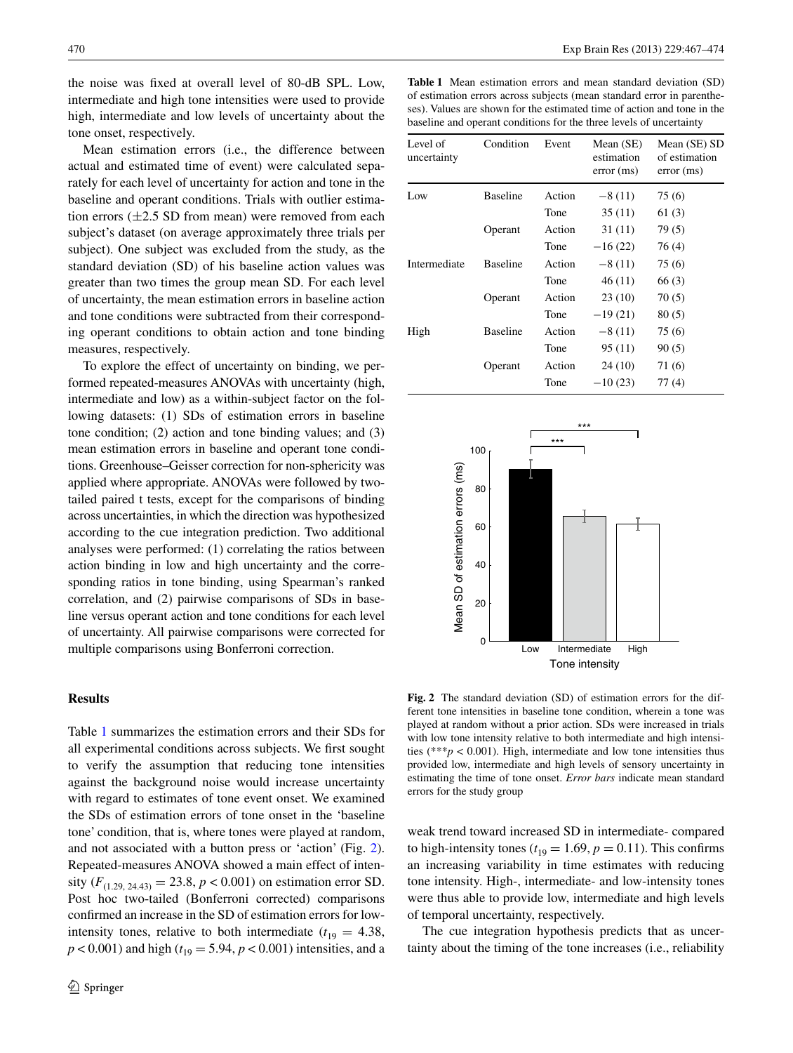the noise was fixed at overall level of 80-dB SPL. Low, intermediate and high tone intensities were used to provide high, intermediate and low levels of uncertainty about the tone onset, respectively.

Mean estimation errors (i.e., the difference between actual and estimated time of event) were calculated separately for each level of uncertainty for action and tone in the baseline and operant conditions. Trials with outlier estimation errors (±2.5 SD from mean) were removed from each subject's dataset (on average approximately three trials per subject). One subject was excluded from the study, as the standard deviation (SD) of his baseline action values was greater than two times the group mean SD. For each level of uncertainty, the mean estimation errors in baseline action and tone conditions were subtracted from their corresponding operant conditions to obtain action and tone binding measures, respectively.

To explore the effect of uncertainty on binding, we performed repeated-measures ANOVAs with uncertainty (high, intermediate and low) as a within-subject factor on the following datasets: (1) SDs of estimation errors in baseline tone condition; (2) action and tone binding values; and (3) mean estimation errors in baseline and operant tone conditions. Greenhouse–Geisser correction for non-sphericity was applied where appropriate. ANOVAs were followed by two-tailed paired t tests, except for the comparisons of binding across uncertainties, in which the direction was hypothesized according to the cue integration prediction. Two additional analyses were performed: (1) correlating the ratios between action binding in low and high uncertainty and the corresponding ratios in tone binding, using Spearman's ranked correlation, and (2) pairwise comparisons of SDs in baseline versus operant action and tone conditions for each level of uncertainty. All pairwise comparisons were corrected for multiple comparisons using Bonferroni correction.

**Table 1** Mean estimation errors and mean standard deviation (SD) of estimation errors across subjects (mean standard error in parentheses). Values are shown for the estimated time of action and tone in the baseline and operant conditions for the three levels of uncertainty

| Level of uncertainty | Condition | Event | Mean (SE) estimation error (ms) | Mean (SE) SD of estimation error (ms) |
|---|---|---|---|---|
| Low | Baseline | Action | −8 (11) | 75 (6) |
| | | Tone | 35 (11) | 61 (3) |
| | Operant | Action | 31 (11) | 79 (5) |
| | | Tone | −16 (22) | 76 (4) |
| Intermediate | Baseline | Action | −8 (11) | 75 (6) |
| | | Tone | 46 (11) | 66 (3) |
| | Operant | Action | 23 (10) | 70 (5) |
| | | Tone | −19 (21) | 80 (5) |
| High | Baseline | Action | −8 (11) | 75 (6) |
| | | Tone | 95 (11) | 90 (5) |
| | Operant | Action | 24 (10) | 71 (6) |
| | | Tone | −10 (23) | 77 (4) |

**Fig. 2** The standard deviation (SD) of estimation errors for the different tone intensities in baseline tone condition, wherein a tone was played at random without a prior action. SDs were increased in trials with low tone intensity relative to both intermediate and high intensities (***$p < 0.001$). High, intermediate and low tone intensities thus provided low, intermediate and high levels of sensory uncertainty in estimating the time of tone onset. *Error bars* indicate mean standard errors for the study group

## Results

Table 1 summarizes the estimation errors and their SDs for all experimental conditions across subjects. We first sought to verify the assumption that reducing tone intensities against the background noise would increase uncertainty with regard to estimates of tone event onset. We examined the SDs of estimation errors of tone onset in the 'baseline tone' condition, that is, where tones were played at random, and not associated with a button press or 'action' (Fig. 2). Repeated-measures ANOVA showed a main effect of intensity ($F_{(1.29, 24.43)} = 23.8$, $p < 0.001$) on estimation error SD. Post hoc two-tailed (Bonferroni corrected) comparisons confirmed an increase in the SD of estimation errors for low-intensity tones, relative to both intermediate ($t_{19} = 4.38$, $p < 0.001$) and high ($t_{19} = 5.94$, $p < 0.001$) intensities, and a weak trend toward increased SD in intermediate- compared to high-intensity tones ($t_{19} = 1.69$, $p = 0.11$). This confirms an increasing variability in time estimates with reducing tone intensity. High-, intermediate- and low-intensity tones were thus able to provide low, intermediate and high levels of temporal uncertainty, respectively.

The cue integration hypothesis predicts that as uncertainty about the timing of the tone increases (i.e., reliability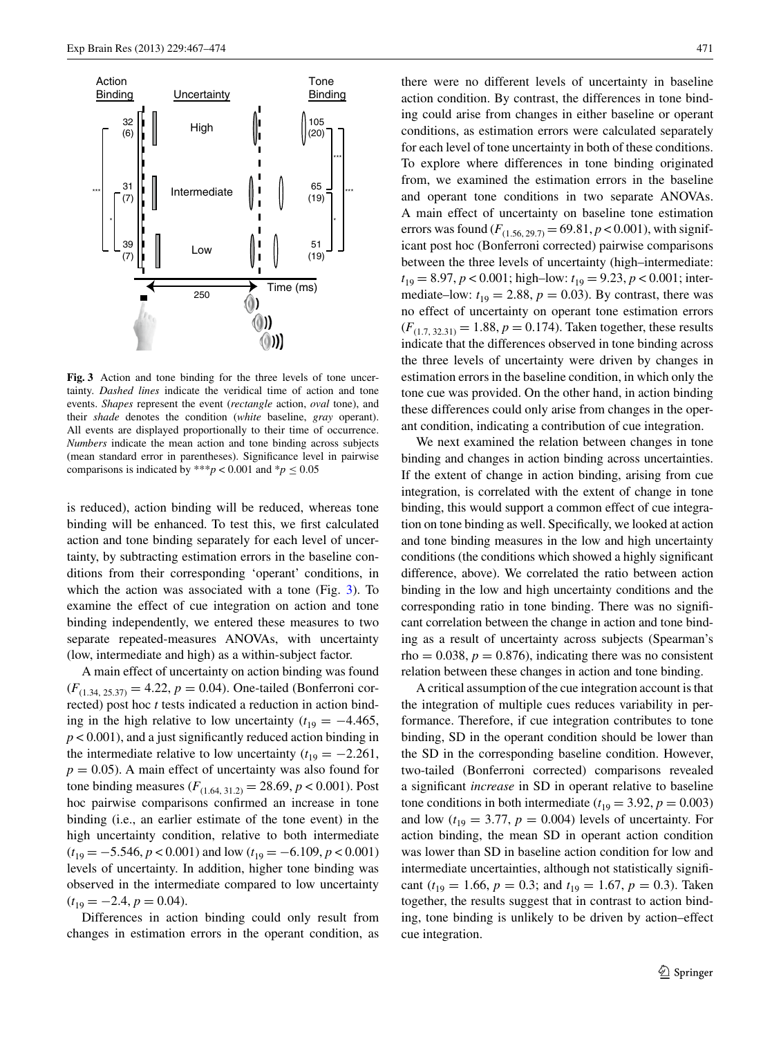**Fig. 3** Action and tone binding for the three levels of tone uncertainty. *Dashed lines* indicate the veridical time of action and tone events. *Shapes* represent the event (*rectangle* action, *oval* tone), and their *shade* denotes the condition (*white* baseline, *gray* operant). All events are displayed proportionally to their time of occurrence. *Numbers* indicate the mean action and tone binding across subjects (mean standard error in parentheses). Significance level in pairwise comparisons is indicated by ***$p < 0.001$ and *$p \leq 0.05$

is reduced), action binding will be reduced, whereas tone binding will be enhanced. To test this, we first calculated action and tone binding separately for each level of uncertainty, by subtracting estimation errors in the baseline conditions from their corresponding 'operant' conditions, in which the action was associated with a tone (Fig. 3). To examine the effect of cue integration on action and tone binding independently, we entered these measures to two separate repeated-measures ANOVAs, with uncertainty (low, intermediate and high) as a within-subject factor.

A main effect of uncertainty on action binding was found ($F_{(1.34,\ 25.37)} = 4.22$, $p = 0.04$). One-tailed (Bonferroni corrected) post hoc *t* tests indicated a reduction in action binding in the high relative to low uncertainty ($t_{19} = -4.465$, $p < 0.001$), and a just significantly reduced action binding in the intermediate relative to low uncertainty ($t_{19} = -2.261$, $p = 0.05$). A main effect of uncertainty was also found for tone binding measures ($F_{(1.64,\ 31.2)} = 28.69$, $p < 0.001$). Post hoc pairwise comparisons confirmed an increase in tone binding (i.e., an earlier estimate of the tone event) in the high uncertainty condition, relative to both intermediate ($t_{19} = -5.546$, $p < 0.001$) and low ($t_{19} = -6.109$, $p < 0.001$) levels of uncertainty. In addition, higher tone binding was observed in the intermediate compared to low uncertainty ($t_{19} = -2.4$, $p = 0.04$).

Differences in action binding could only result from changes in estimation errors in the operant condition, as there were no different levels of uncertainty in baseline action condition. By contrast, the differences in tone binding could arise from changes in either baseline or operant conditions, as estimation errors were calculated separately for each level of tone uncertainty in both of these conditions. To explore where differences in tone binding originated from, we examined the estimation errors in the baseline and operant tone conditions in two separate ANOVAs. A main effect of uncertainty on baseline tone estimation errors was found ($F_{(1.56,\ 29.7)} = 69.81$, $p < 0.001$), with significant post hoc (Bonferroni corrected) pairwise comparisons between the three levels of uncertainty (high–intermediate: $t_{19} = 8.97$, $p < 0.001$; high–low: $t_{19} = 9.23$, $p < 0.001$; intermediate–low: $t_{19} = 2.88$, $p = 0.03$). By contrast, there was no effect of uncertainty on operant tone estimation errors ($F_{(1.7,\ 32.31)} = 1.88$, $p = 0.174$). Taken together, these results indicate that the differences observed in tone binding across the three levels of uncertainty were driven by changes in estimation errors in the baseline condition, in which only the tone cue was provided. On the other hand, in action binding these differences could only arise from changes in the operant condition, indicating a contribution of cue integration.

We next examined the relation between changes in tone binding and changes in action binding across uncertainties. If the extent of change in action binding, arising from cue integration, is correlated with the extent of change in tone binding, this would support a common effect of cue integration on tone binding as well. Specifically, we looked at action and tone binding measures in the low and high uncertainty conditions (the conditions which showed a highly significant difference, above). We correlated the ratio between action binding in the low and high uncertainty conditions and the corresponding ratio in tone binding. There was no significant correlation between the change in action and tone binding as a result of uncertainty across subjects (Spearman's rho $= 0.038$, $p = 0.876$), indicating there was no consistent relation between these changes in action and tone binding.

A critical assumption of the cue integration account is that the integration of multiple cues reduces variability in performance. Therefore, if cue integration contributes to tone binding, SD in the operant condition should be lower than the SD in the corresponding baseline condition. However, two-tailed (Bonferroni corrected) comparisons revealed a significant *increase* in SD in operant relative to baseline tone conditions in both intermediate ($t_{19} = 3.92$, $p = 0.003$) and low ($t_{19} = 3.77$, $p = 0.004$) levels of uncertainty. For action binding, the mean SD in operant action condition was lower than SD in baseline action condition for low and intermediate uncertainties, although not statistically significant ($t_{19} = 1.66$, $p = 0.3$; and $t_{19} = 1.67$, $p = 0.3$). Taken together, the results suggest that in contrast to action binding, tone binding is unlikely to be driven by action–effect cue integration.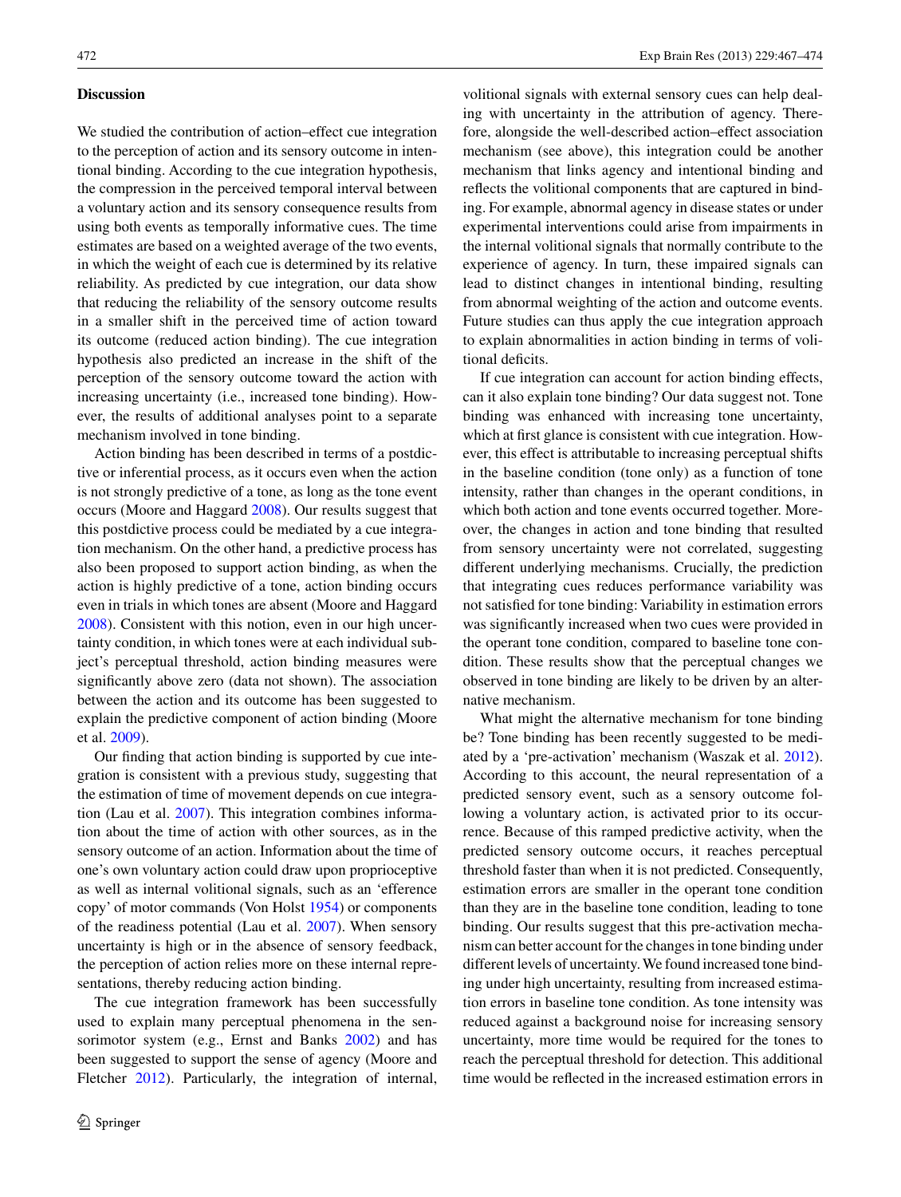## Discussion

We studied the contribution of action–effect cue integration to the perception of action and its sensory outcome in intentional binding. According to the cue integration hypothesis, the compression in the perceived temporal interval between a voluntary action and its sensory consequence results from using both events as temporally informative cues. The time estimates are based on a weighted average of the two events, in which the weight of each cue is determined by its relative reliability. As predicted by cue integration, our data show that reducing the reliability of the sensory outcome results in a smaller shift in the perceived time of action toward its outcome (reduced action binding). The cue integration hypothesis also predicted an increase in the shift of the perception of the sensory outcome toward the action with increasing uncertainty (i.e., increased tone binding). However, the results of additional analyses point to a separate mechanism involved in tone binding.

Action binding has been described in terms of a postdictive or inferential process, as it occurs even when the action is not strongly predictive of a tone, as long as the tone event occurs (Moore and Haggard 2008). Our results suggest that this postdictive process could be mediated by a cue integration mechanism. On the other hand, a predictive process has also been proposed to support action binding, as when the action is highly predictive of a tone, action binding occurs even in trials in which tones are absent (Moore and Haggard 2008). Consistent with this notion, even in our high uncertainty condition, in which tones were at each individual subject's perceptual threshold, action binding measures were significantly above zero (data not shown). The association between the action and its outcome has been suggested to explain the predictive component of action binding (Moore et al. 2009).

Our finding that action binding is supported by cue integration is consistent with a previous study, suggesting that the estimation of time of movement depends on cue integration (Lau et al. 2007). This integration combines information about the time of action with other sources, as in the sensory outcome of an action. Information about the time of one's own voluntary action could draw upon proprioceptive as well as internal volitional signals, such as an 'efference copy' of motor commands (Von Holst 1954) or components of the readiness potential (Lau et al. 2007). When sensory uncertainty is high or in the absence of sensory feedback, the perception of action relies more on these internal representations, thereby reducing action binding.

The cue integration framework has been successfully used to explain many perceptual phenomena in the sensorimotor system (e.g., Ernst and Banks 2002) and has been suggested to support the sense of agency (Moore and Fletcher 2012). Particularly, the integration of internal, volitional signals with external sensory cues can help dealing with uncertainty in the attribution of agency. Therefore, alongside the well-described action–effect association mechanism (see above), this integration could be another mechanism that links agency and intentional binding and reflects the volitional components that are captured in binding. For example, abnormal agency in disease states or under experimental interventions could arise from impairments in the internal volitional signals that normally contribute to the experience of agency. In turn, these impaired signals can lead to distinct changes in intentional binding, resulting from abnormal weighting of the action and outcome events. Future studies can thus apply the cue integration approach to explain abnormalities in action binding in terms of volitional deficits.

If cue integration can account for action binding effects, can it also explain tone binding? Our data suggest not. Tone binding was enhanced with increasing tone uncertainty, which at first glance is consistent with cue integration. However, this effect is attributable to increasing perceptual shifts in the baseline condition (tone only) as a function of tone intensity, rather than changes in the operant conditions, in which both action and tone events occurred together. Moreover, the changes in action and tone binding that resulted from sensory uncertainty were not correlated, suggesting different underlying mechanisms. Crucially, the prediction that integrating cues reduces performance variability was not satisfied for tone binding: Variability in estimation errors was significantly increased when two cues were provided in the operant tone condition, compared to baseline tone condition. These results show that the perceptual changes we observed in tone binding are likely to be driven by an alternative mechanism.

What might the alternative mechanism for tone binding be? Tone binding has been recently suggested to be mediated by a 'pre-activation' mechanism (Waszak et al. 2012). According to this account, the neural representation of a predicted sensory event, such as a sensory outcome following a voluntary action, is activated prior to its occurrence. Because of this ramped predictive activity, when the predicted sensory outcome occurs, it reaches perceptual threshold faster than when it is not predicted. Consequently, estimation errors are smaller in the operant tone condition than they are in the baseline tone condition, leading to tone binding. Our results suggest that this pre-activation mechanism can better account for the changes in tone binding under different levels of uncertainty. We found increased tone binding under high uncertainty, resulting from increased estimation errors in baseline tone condition. As tone intensity was reduced against a background noise for increasing sensory uncertainty, more time would be required for the tones to reach the perceptual threshold for detection. This additional time would be reflected in the increased estimation errors in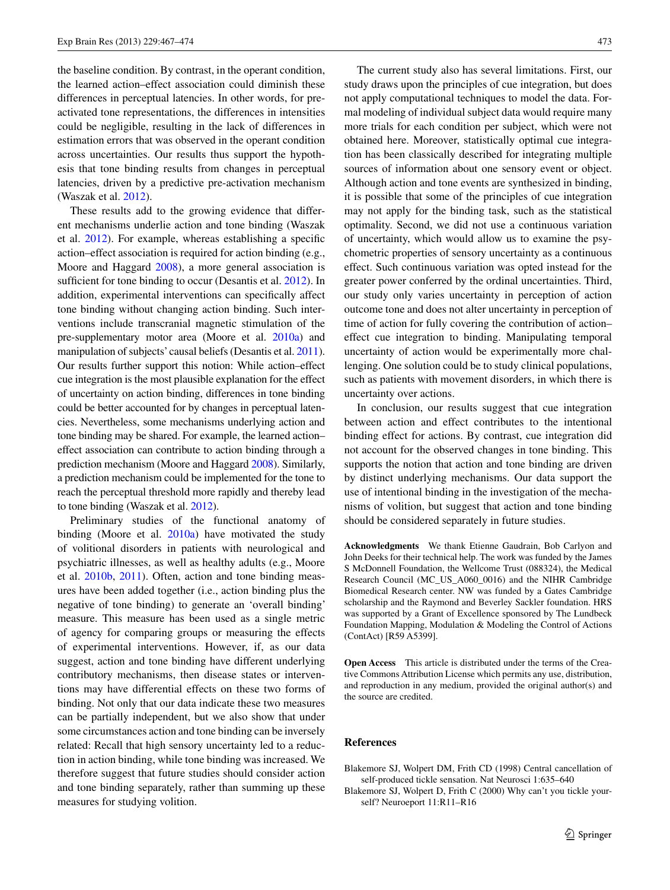the baseline condition. By contrast, in the operant condition, the learned action–effect association could diminish these differences in perceptual latencies. In other words, for pre-activated tone representations, the differences in intensities could be negligible, resulting in the lack of differences in estimation errors that was observed in the operant condition across uncertainties. Our results thus support the hypothesis that tone binding results from changes in perceptual latencies, driven by a predictive pre-activation mechanism (Waszak et al. 2012).

These results add to the growing evidence that different mechanisms underlie action and tone binding (Waszak et al. 2012). For example, whereas establishing a specific action–effect association is required for action binding (e.g., Moore and Haggard 2008), a more general association is sufficient for tone binding to occur (Desantis et al. 2012). In addition, experimental interventions can specifically affect tone binding without changing action binding. Such interventions include transcranial magnetic stimulation of the pre-supplementary motor area (Moore et al. 2010a) and manipulation of subjects' causal beliefs (Desantis et al. 2011). Our results further support this notion: While action–effect cue integration is the most plausible explanation for the effect of uncertainty on action binding, differences in tone binding could be better accounted for by changes in perceptual latencies. Nevertheless, some mechanisms underlying action and tone binding may be shared. For example, the learned action–effect association can contribute to action binding through a prediction mechanism (Moore and Haggard 2008). Similarly, a prediction mechanism could be implemented for the tone to reach the perceptual threshold more rapidly and thereby lead to tone binding (Waszak et al. 2012).

Preliminary studies of the functional anatomy of binding (Moore et al. 2010a) have motivated the study of volitional disorders in patients with neurological and psychiatric illnesses, as well as healthy adults (e.g., Moore et al. 2010b, 2011). Often, action and tone binding measures have been added together (i.e., action binding plus the negative of tone binding) to generate an 'overall binding' measure. This measure has been used as a single metric of agency for comparing groups or measuring the effects of experimental interventions. However, if, as our data suggest, action and tone binding have different underlying contributory mechanisms, then disease states or interventions may have differential effects on these two forms of binding. Not only that our data indicate these two measures can be partially independent, but we also show that under some circumstances action and tone binding can be inversely related: Recall that high sensory uncertainty led to a reduction in action binding, while tone binding was increased. We therefore suggest that future studies should consider action and tone binding separately, rather than summing up these measures for studying volition.

The current study also has several limitations. First, our study draws upon the principles of cue integration, but does not apply computational techniques to model the data. Formal modeling of individual subject data would require many more trials for each condition per subject, which were not obtained here. Moreover, statistically optimal cue integration has been classically described for integrating multiple sources of information about one sensory event or object. Although action and tone events are synthesized in binding, it is possible that some of the principles of cue integration may not apply for the binding task, such as the statistical optimality. Second, we did not use a continuous variation of uncertainty, which would allow us to examine the psychometric properties of sensory uncertainty as a continuous effect. Such continuous variation was opted instead for the greater power conferred by the ordinal uncertainties. Third, our study only varies uncertainty in perception of action outcome tone and does not alter uncertainty in perception of time of action for fully covering the contribution of action–effect cue integration to binding. Manipulating temporal uncertainty of action would be experimentally more challenging. One solution could be to study clinical populations, such as patients with movement disorders, in which there is uncertainty over actions.

In conclusion, our results suggest that cue integration between action and effect contributes to the intentional binding effect for actions. By contrast, cue integration did not account for the observed changes in tone binding. This supports the notion that action and tone binding are driven by distinct underlying mechanisms. Our data support the use of intentional binding in the investigation of the mechanisms of volition, but suggest that action and tone binding should be considered separately in future studies.

**Acknowledgments** We thank Etienne Gaudrain, Bob Carlyon and John Deeks for their technical help. The work was funded by the James S McDonnell Foundation, the Wellcome Trust (088324), the Medical Research Council (MC_US_A060_0016) and the NIHR Cambridge Biomedical Research center. NW was funded by a Gates Cambridge scholarship and the Raymond and Beverley Sackler foundation. HRS was supported by a Grant of Excellence sponsored by The Lundbeck Foundation Mapping, Modulation & Modeling the Control of Actions (ContAct) [R59 A5399].

**Open Access** This article is distributed under the terms of the Creative Commons Attribution License which permits any use, distribution, and reproduction in any medium, provided the original author(s) and the source are credited.

## References

Blakemore SJ, Wolpert DM, Frith CD (1998) Central cancellation of self-produced tickle sensation. Nat Neurosci 1:635–640

Blakemore SJ, Wolpert D, Frith C (2000) Why can't you tickle yourself? Neuroeport 11:R11–R16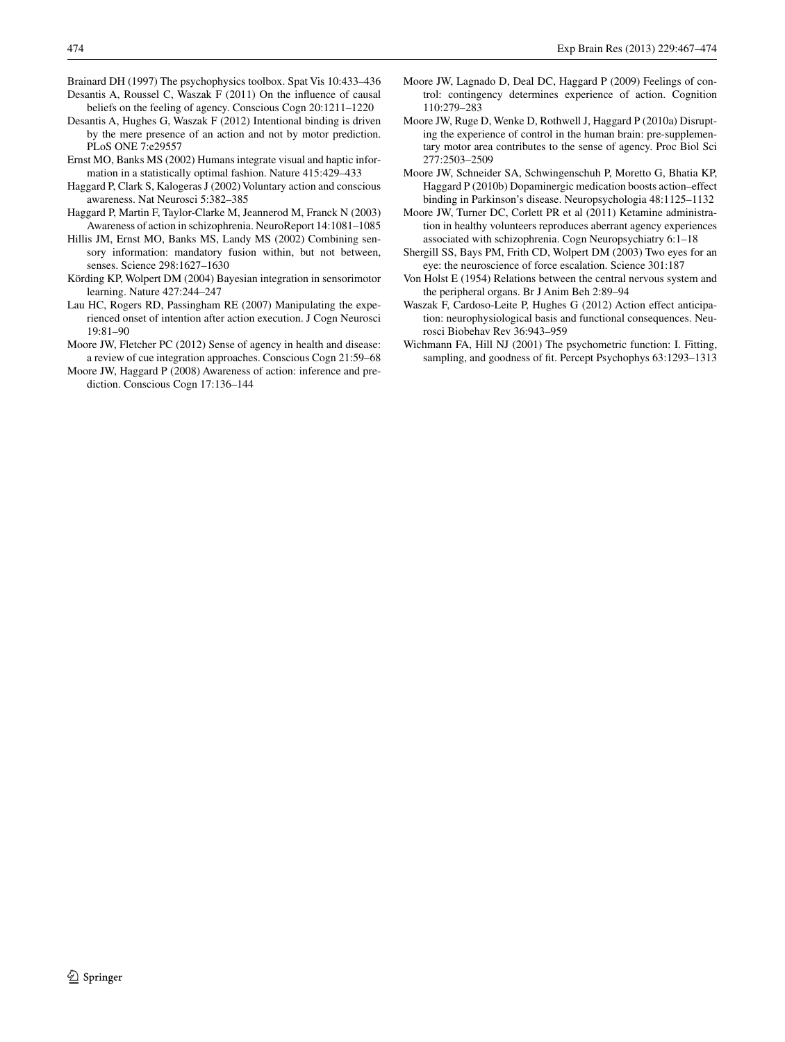Brainard DH (1997) The psychophysics toolbox. Spat Vis 10:433–436

Desantis A, Roussel C, Waszak F (2011) On the influence of causal beliefs on the feeling of agency. Conscious Cogn 20:1211–1220

Desantis A, Hughes G, Waszak F (2012) Intentional binding is driven by the mere presence of an action and not by motor prediction. PLoS ONE 7:e29557

Ernst MO, Banks MS (2002) Humans integrate visual and haptic information in a statistically optimal fashion. Nature 415:429–433

Haggard P, Clark S, Kalogeras J (2002) Voluntary action and conscious awareness. Nat Neurosci 5:382–385

Haggard P, Martin F, Taylor-Clarke M, Jeannerod M, Franck N (2003) Awareness of action in schizophrenia. NeuroReport 14:1081–1085

Hillis JM, Ernst MO, Banks MS, Landy MS (2002) Combining sensory information: mandatory fusion within, but not between, senses. Science 298:1627–1630

Körding KP, Wolpert DM (2004) Bayesian integration in sensorimotor learning. Nature 427:244–247

Lau HC, Rogers RD, Passingham RE (2007) Manipulating the experienced onset of intention after action execution. J Cogn Neurosci 19:81–90

Moore JW, Fletcher PC (2012) Sense of agency in health and disease: a review of cue integration approaches. Conscious Cogn 21:59–68

Moore JW, Haggard P (2008) Awareness of action: inference and prediction. Conscious Cogn 17:136–144

Moore JW, Lagnado D, Deal DC, Haggard P (2009) Feelings of control: contingency determines experience of action. Cognition 110:279–283

Moore JW, Ruge D, Wenke D, Rothwell J, Haggard P (2010a) Disrupting the experience of control in the human brain: pre-supplementary motor area contributes to the sense of agency. Proc Biol Sci 277:2503–2509

Moore JW, Schneider SA, Schwingenschuh P, Moretto G, Bhatia KP, Haggard P (2010b) Dopaminergic medication boosts action–effect binding in Parkinson's disease. Neuropsychologia 48:1125–1132

Moore JW, Turner DC, Corlett PR et al (2011) Ketamine administration in healthy volunteers reproduces aberrant agency experiences associated with schizophrenia. Cogn Neuropsychiatry 6:1–18

Shergill SS, Bays PM, Frith CD, Wolpert DM (2003) Two eyes for an eye: the neuroscience of force escalation. Science 301:187

Von Holst E (1954) Relations between the central nervous system and the peripheral organs. Br J Anim Beh 2:89–94

Waszak F, Cardoso-Leite P, Hughes G (2012) Action effect anticipation: neurophysiological basis and functional consequences. Neurosci Biobehav Rev 36:943–959

Wichmann FA, Hill NJ (2001) The psychometric function: I. Fitting, sampling, and goodness of fit. Percept Psychophys 63:1293–1313